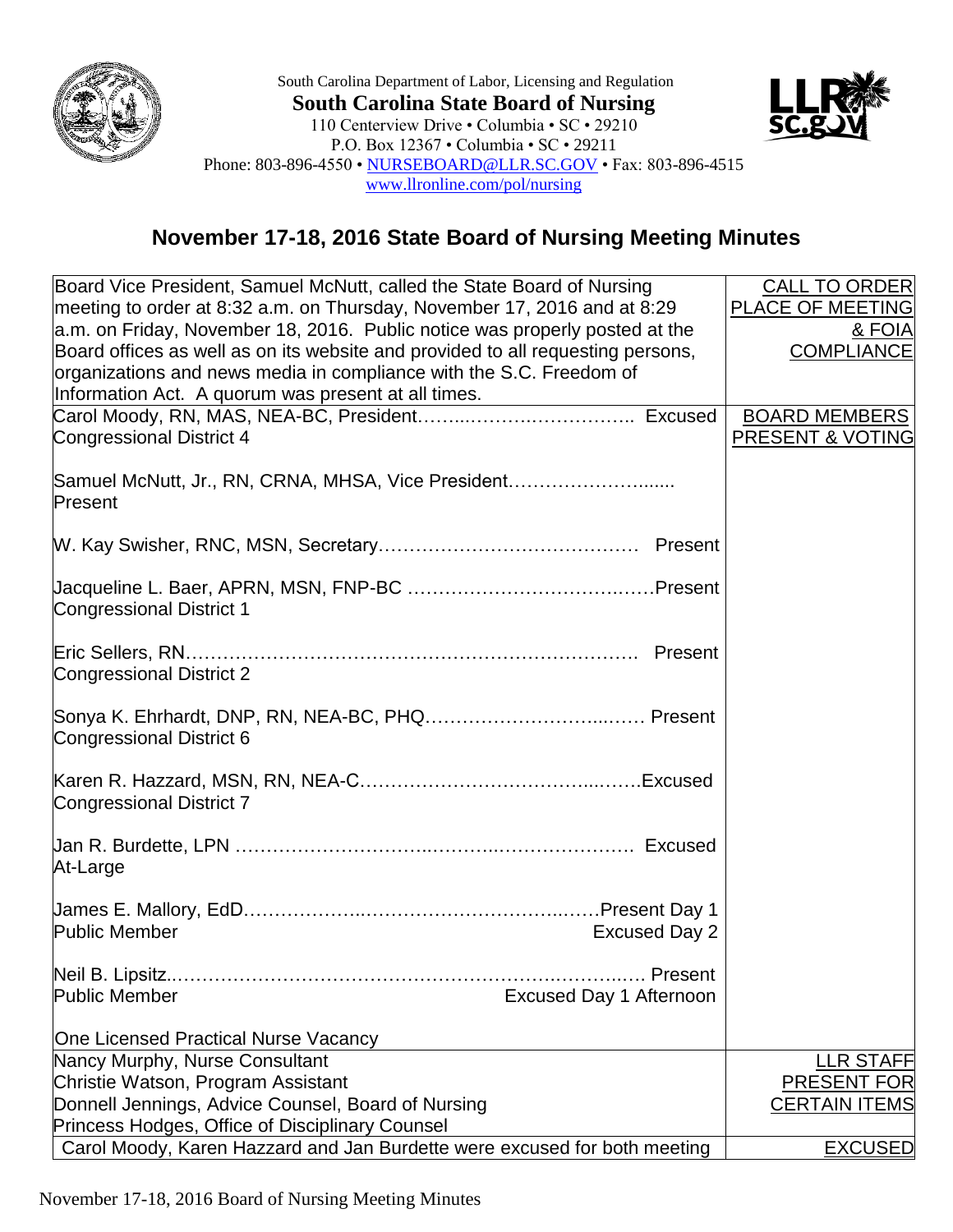South Carolina Department of Labor, Licensing and Regulation

**South Carolina State Board of Nursing**

110 Centerview Drive • Columbia • SC • 29210
P.O. Box 12367 • Columbia • SC • 29211
Phone: 803-896-4550 • NURSEBOARD@LLR.SC.GOV • Fax: 803-896-4515
www.llronline.com/pol/nursing

## November 17-18, 2016 State Board of Nursing Meeting Minutes

| | |
|---|---|
| Board Vice President, Samuel McNutt, called the State Board of Nursing meeting to order at 8:32 a.m. on Thursday, November 17, 2016 and at 8:29 a.m. on Friday, November 18, 2016. Public notice was properly posted at the Board offices as well as on its website and provided to all requesting persons, organizations and news media in compliance with the S.C. Freedom of Information Act. A quorum was present at all times. | CALL TO ORDER PLACE OF MEETING & FOIA COMPLIANCE |
| Carol Moody, RN, MAS, NEA-BC, President……..………..…………….. Excused<br>Congressional District 4<br><br>Samuel McNutt, Jr., RN, CRNA, MHSA, Vice President……………………...... Present<br><br>W. Kay Swisher, RNC, MSN, Secretary…………………………………… Present<br><br>Jacqueline L. Baer, APRN, MSN, FNP-BC ………………………….……Present<br>Congressional District 1<br><br>Eric Sellers, RN………………………………………………………………… Present<br>Congressional District 2<br><br>Sonya K. Ehrhardt, DNP, RN, NEA-BC, PHQ……………………...…… Present<br>Congressional District 6<br><br>Karen R. Hazzard, MSN, RN, NEA-C……………………………...…….Excused<br>Congressional District 7<br><br>Jan R. Burdette, LPN ………………………..………..………………… Excused<br>At-Large<br><br>James E. Mallory, EdD………………..…………………………..……Present Day 1<br>Public Member Excused Day 2<br><br>Neil B. Lipsitz..……………………………………………………..……….…. Present<br>Public Member Excused Day 1 Afternoon<br><br>One Licensed Practical Nurse Vacancy | BOARD MEMBERS PRESENT & VOTING |
| Nancy Murphy, Nurse Consultant<br>Christie Watson, Program Assistant<br>Donnell Jennings, Advice Counsel, Board of Nursing<br>Princess Hodges, Office of Disciplinary Counsel | LLR STAFF PRESENT FOR CERTAIN ITEMS |
| Carol Moody, Karen Hazzard and Jan Burdette were excused for both meeting | EXCUSED |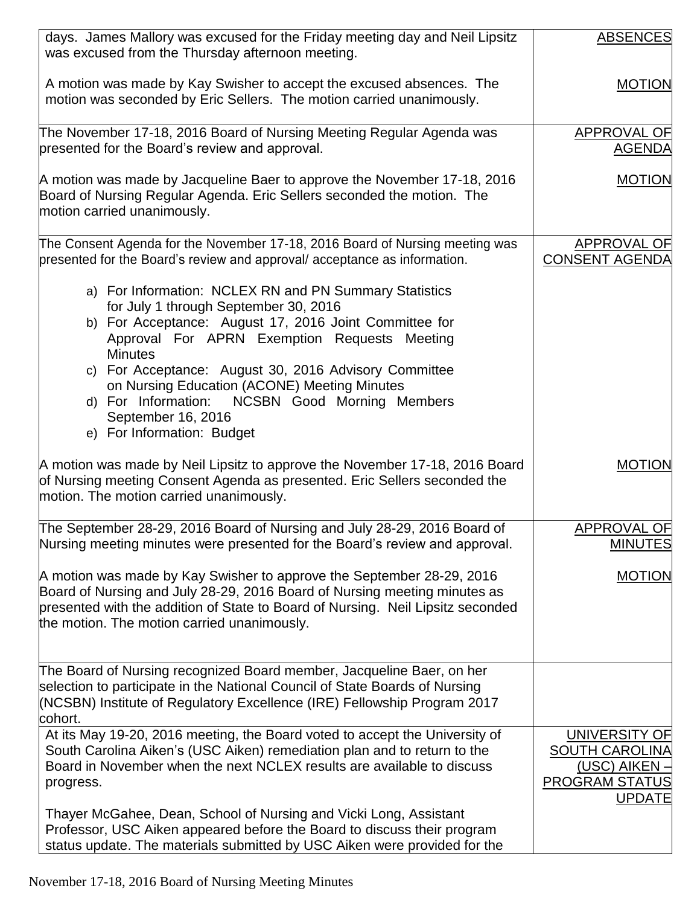| | |
|---|---|
| days. James Mallory was excused for the Friday meeting day and Neil Lipsitz was excused from the Thursday afternoon meeting.<br><br>A motion was made by Kay Swisher to accept the excused absences. The motion was seconded by Eric Sellers. The motion carried unanimously. | ABSENCES<br><br>MOTION |
| The November 17-18, 2016 Board of Nursing Meeting Regular Agenda was presented for the Board's review and approval.<br><br>A motion was made by Jacqueline Baer to approve the November 17-18, 2016 Board of Nursing Regular Agenda. Eric Sellers seconded the motion. The motion carried unanimously. | APPROVAL OF AGENDA<br><br>MOTION |
| The Consent Agenda for the November 17-18, 2016 Board of Nursing meeting was presented for the Board's review and approval/ acceptance as information.<br><br>a) For Information: NCLEX RN and PN Summary Statistics for July 1 through September 30, 2016<br>b) For Acceptance: August 17, 2016 Joint Committee for Approval For APRN Exemption Requests Meeting Minutes<br>c) For Acceptance: August 30, 2016 Advisory Committee on Nursing Education (ACONE) Meeting Minutes<br>d) For Information: NCSBN Good Morning Members September 16, 2016<br>e) For Information: Budget<br><br>A motion was made by Neil Lipsitz to approve the November 17-18, 2016 Board of Nursing meeting Consent Agenda as presented. Eric Sellers seconded the motion. The motion carried unanimously. | APPROVAL OF CONSENT AGENDA<br><br>MOTION |
| The September 28-29, 2016 Board of Nursing and July 28-29, 2016 Board of Nursing meeting minutes were presented for the Board's review and approval.<br><br>A motion was made by Kay Swisher to approve the September 28-29, 2016 Board of Nursing and July 28-29, 2016 Board of Nursing meeting minutes as presented with the addition of State to Board of Nursing. Neil Lipsitz seconded the motion. The motion carried unanimously. | APPROVAL OF MINUTES<br><br>MOTION |
| The Board of Nursing recognized Board member, Jacqueline Baer, on her selection to participate in the National Council of State Boards of Nursing (NCSBN) Institute of Regulatory Excellence (IRE) Fellowship Program 2017 cohort. | |
| At its May 19-20, 2016 meeting, the Board voted to accept the University of South Carolina Aiken's (USC Aiken) remediation plan and to return to the Board in November when the next NCLEX results are available to discuss progress.<br><br>Thayer McGahee, Dean, School of Nursing and Vicki Long, Assistant Professor, USC Aiken appeared before the Board to discuss their program status update. The materials submitted by USC Aiken were provided for the | UNIVERSITY OF SOUTH CAROLINA (USC) AIKEN – PROGRAM STATUS UPDATE |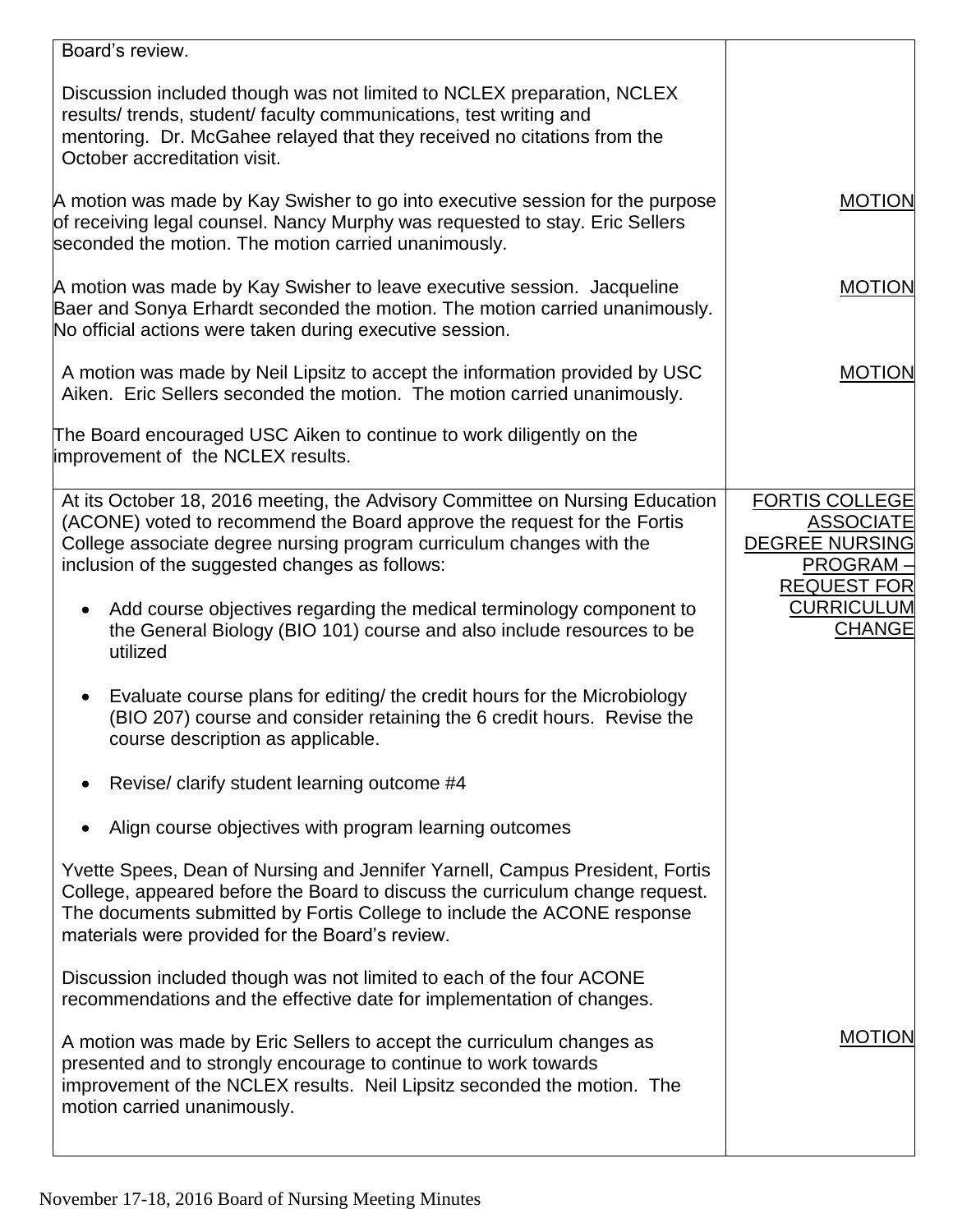| | |
|---|---|
| Board's review.<br><br>Discussion included though was not limited to NCLEX preparation, NCLEX results/ trends, student/ faculty communications, test writing and mentoring. Dr. McGahee relayed that they received no citations from the October accreditation visit.<br><br>A motion was made by Kay Swisher to go into executive session for the purpose of receiving legal counsel. Nancy Murphy was requested to stay. Eric Sellers seconded the motion. The motion carried unanimously.<br><br>A motion was made by Kay Swisher to leave executive session. Jacqueline Baer and Sonya Erhardt seconded the motion. The motion carried unanimously. No official actions were taken during executive session.<br><br>A motion was made by Neil Lipsitz to accept the information provided by USC Aiken. Eric Sellers seconded the motion. The motion carried unanimously.<br><br>The Board encouraged USC Aiken to continue to work diligently on the improvement of the NCLEX results. | MOTION<br><br>MOTION<br><br>MOTION |
| At its October 18, 2016 meeting, the Advisory Committee on Nursing Education (ACONE) voted to recommend the Board approve the request for the Fortis College associate degree nursing program curriculum changes with the inclusion of the suggested changes as follows:<br><br>• Add course objectives regarding the medical terminology component to the General Biology (BIO 101) course and also include resources to be utilized<br><br>• Evaluate course plans for editing/ the credit hours for the Microbiology (BIO 207) course and consider retaining the 6 credit hours. Revise the course description as applicable.<br><br>• Revise/ clarify student learning outcome #4<br><br>• Align course objectives with program learning outcomes<br><br>Yvette Spees, Dean of Nursing and Jennifer Yarnell, Campus President, Fortis College, appeared before the Board to discuss the curriculum change request. The documents submitted by Fortis College to include the ACONE response materials were provided for the Board's review.<br><br>Discussion included though was not limited to each of the four ACONE recommendations and the effective date for implementation of changes.<br><br>A motion was made by Eric Sellers to accept the curriculum changes as presented and to strongly encourage to continue to work towards improvement of the NCLEX results. Neil Lipsitz seconded the motion. The motion carried unanimously. | FORTIS COLLEGE ASSOCIATE DEGREE NURSING PROGRAM – REQUEST FOR CURRICULUM CHANGE<br><br>MOTION |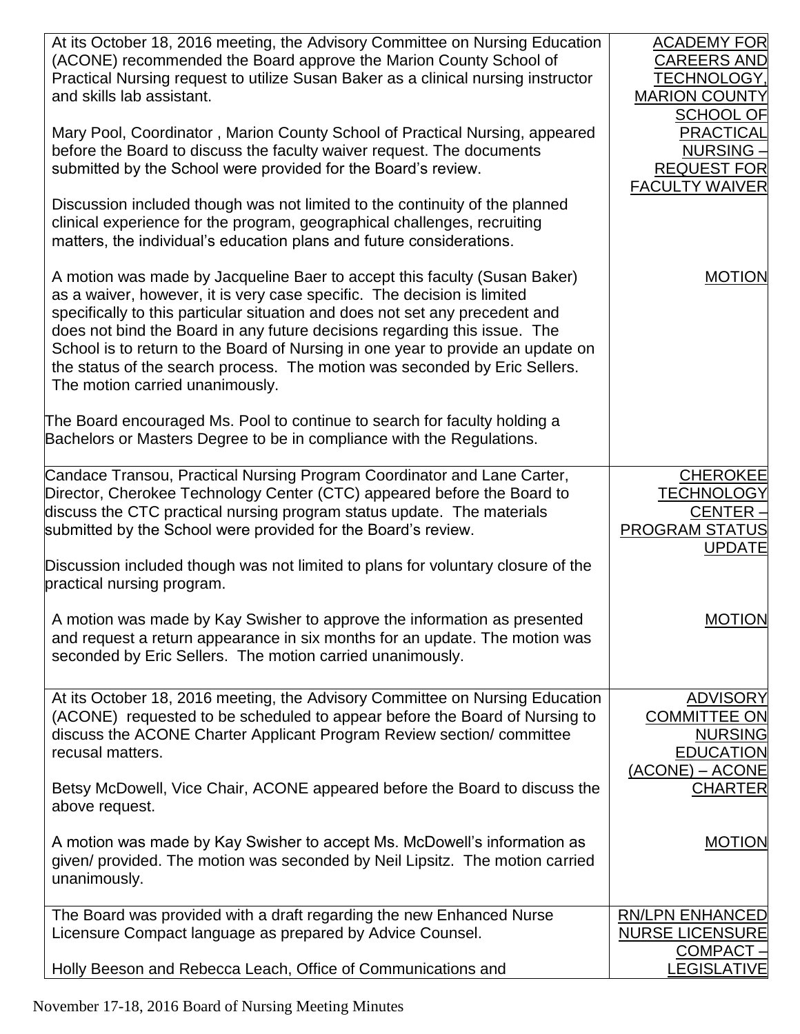| | |
|---|---|
| At its October 18, 2016 meeting, the Advisory Committee on Nursing Education (ACONE) recommended the Board approve the Marion County School of Practical Nursing request to utilize Susan Baker as a clinical nursing instructor and skills lab assistant.<br><br>Mary Pool, Coordinator , Marion County School of Practical Nursing, appeared before the Board to discuss the faculty waiver request. The documents submitted by the School were provided for the Board's review.<br><br>Discussion included though was not limited to the continuity of the planned clinical experience for the program, geographical challenges, recruiting matters, the individual's education plans and future considerations. | ACADEMY FOR CAREERS AND TECHNOLOGY, MARION COUNTY SCHOOL OF PRACTICAL NURSING – REQUEST FOR FACULTY WAIVER |
| A motion was made by Jacqueline Baer to accept this faculty (Susan Baker) as a waiver, however, it is very case specific. The decision is limited specifically to this particular situation and does not set any precedent and does not bind the Board in any future decisions regarding this issue. The School is to return to the Board of Nursing in one year to provide an update on the status of the search process. The motion was seconded by Eric Sellers. The motion carried unanimously.<br><br>The Board encouraged Ms. Pool to continue to search for faculty holding a Bachelors or Masters Degree to be in compliance with the Regulations. | MOTION |
| Candace Transou, Practical Nursing Program Coordinator and Lane Carter, Director, Cherokee Technology Center (CTC) appeared before the Board to discuss the CTC practical nursing program status update. The materials submitted by the School were provided for the Board's review.<br><br>Discussion included though was not limited to plans for voluntary closure of the practical nursing program. | CHEROKEE TECHNOLOGY CENTER – PROGRAM STATUS UPDATE |
| A motion was made by Kay Swisher to approve the information as presented and request a return appearance in six months for an update. The motion was seconded by Eric Sellers. The motion carried unanimously. | MOTION |
| At its October 18, 2016 meeting, the Advisory Committee on Nursing Education (ACONE) requested to be scheduled to appear before the Board of Nursing to discuss the ACONE Charter Applicant Program Review section/ committee recusal matters.<br><br>Betsy McDowell, Vice Chair, ACONE appeared before the Board to discuss the above request. | ADVISORY COMMITTEE ON NURSING EDUCATION (ACONE) – ACONE CHARTER |
| A motion was made by Kay Swisher to accept Ms. McDowell's information as given/ provided. The motion was seconded by Neil Lipsitz. The motion carried unanimously. | MOTION |
| The Board was provided with a draft regarding the new Enhanced Nurse Licensure Compact language as prepared by Advice Counsel.<br><br>Holly Beeson and Rebecca Leach, Office of Communications and | RN/LPN ENHANCED NURSE LICENSURE COMPACT – LEGISLATIVE |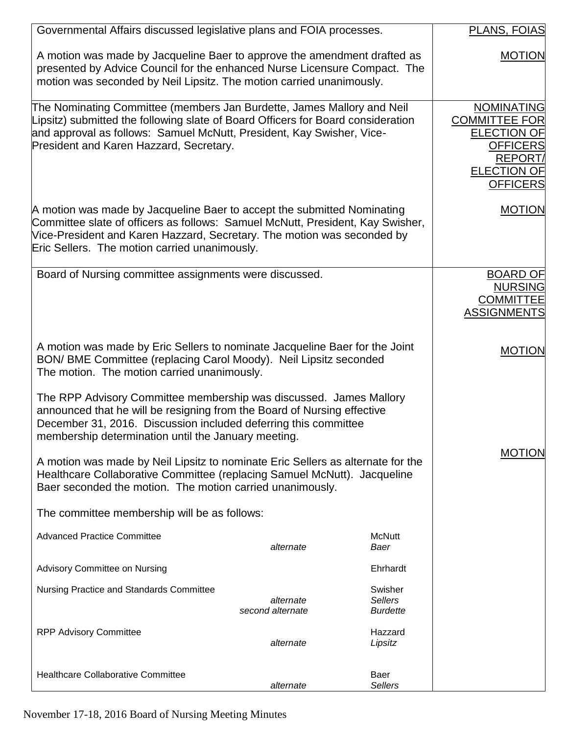| | |
|---|---|
| Governmental Affairs discussed legislative plans and FOIA processes.<br><br>A motion was made by Jacqueline Baer to approve the amendment drafted as presented by Advice Council for the enhanced Nurse Licensure Compact. The motion was seconded by Neil Lipsitz. The motion carried unanimously. | PLANS, FOIAS<br><br>MOTION |
| The Nominating Committee (members Jan Burdette, James Mallory and Neil Lipsitz) submitted the following slate of Board Officers for Board consideration and approval as follows: Samuel McNutt, President, Kay Swisher, Vice-President and Karen Hazzard, Secretary.<br><br>A motion was made by Jacqueline Baer to accept the submitted Nominating Committee slate of officers as follows: Samuel McNutt, President, Kay Swisher, Vice-President and Karen Hazzard, Secretary. The motion was seconded by Eric Sellers. The motion carried unanimously. | NOMINATING COMMITTEE FOR ELECTION OF OFFICERS REPORT/ ELECTION OF OFFICERS<br><br>MOTION |
| Board of Nursing committee assignments were discussed.<br><br>A motion was made by Eric Sellers to nominate Jacqueline Baer for the Joint BON/ BME Committee (replacing Carol Moody). Neil Lipsitz seconded The motion. The motion carried unanimously.<br><br>The RPP Advisory Committee membership was discussed. James Mallory announced that he will be resigning from the Board of Nursing effective December 31, 2016. Discussion included deferring this committee membership determination until the January meeting.<br><br>A motion was made by Neil Lipsitz to nominate Eric Sellers as alternate for the Healthcare Collaborative Committee (replacing Samuel McNutt). Jacqueline Baer seconded the motion. The motion carried unanimously.<br><br>The committee membership will be as follows: | BOARD OF NURSING COMMITTEE ASSIGNMENTS<br><br>MOTION<br><br>MOTION |

| Committee | Role | Member |
|---|---|---|
| Advanced Practice Committee | | McNutt |
| | *alternate* | *Baer* |
| Advisory Committee on Nursing | | Ehrhardt |
| Nursing Practice and Standards Committee | | Swisher |
| | *alternate* | *Sellers* |
| | *second alternate* | *Burdette* |
| RPP Advisory Committee | | Hazzard |
| | *alternate* | *Lipsitz* |
| Healthcare Collaborative Committee | | Baer |
| | *alternate* | *Sellers* |

November 17-18, 2016 Board of Nursing Meeting Minutes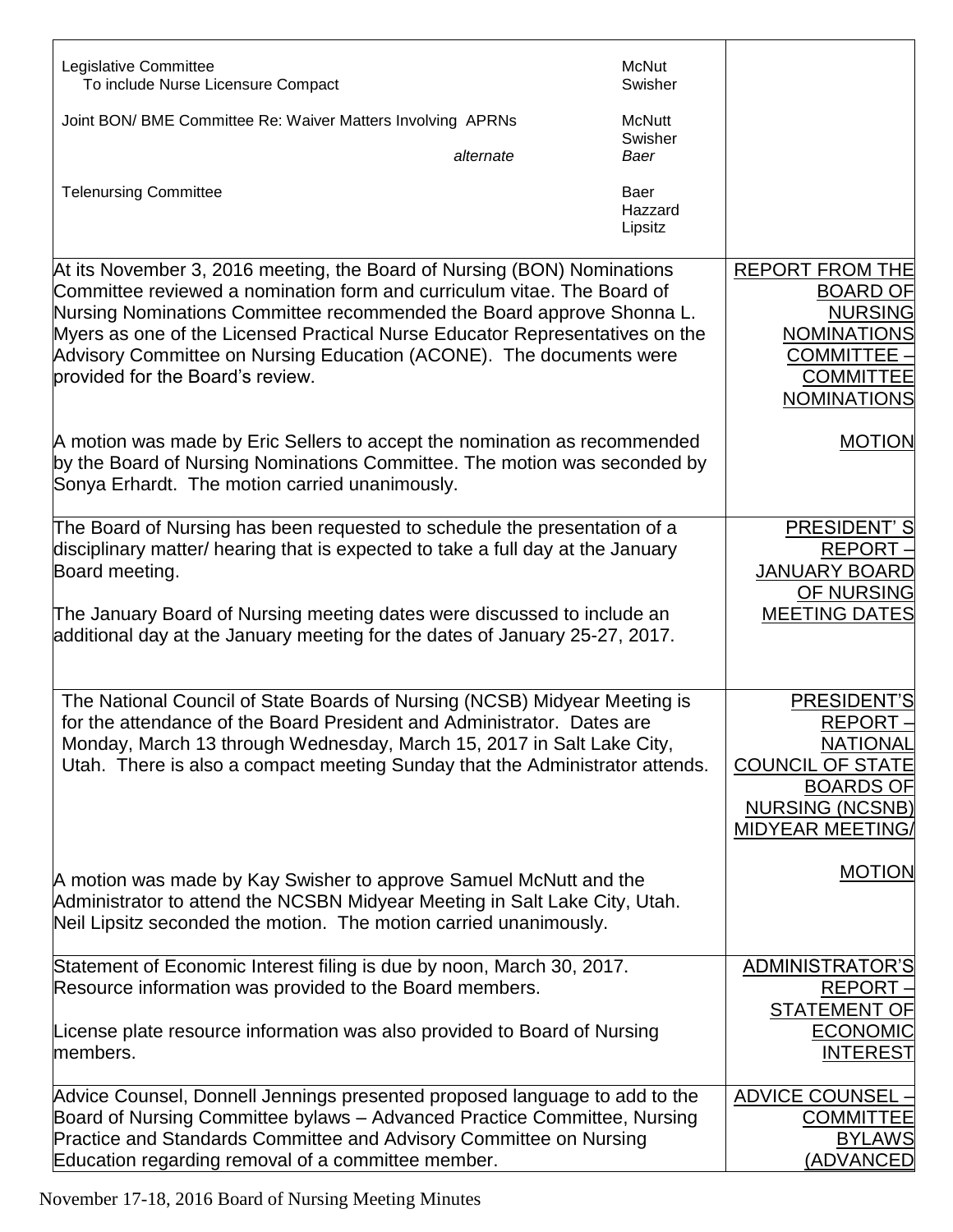| | | |
|---|---|---|
| Legislative Committee<br>To include Nurse Licensure Compact | McNut<br>Swisher | |
| Joint BON/ BME Committee Re: Waiver Matters Involving APRNs<br>*alternate* | McNutt<br>Swisher<br>*Baer* | |
| Telenursing Committee | Baer<br>Hazzard<br>Lipsitz | |

| | |
|---|---|
| At its November 3, 2016 meeting, the Board of Nursing (BON) Nominations Committee reviewed a nomination form and curriculum vitae. The Board of Nursing Nominations Committee recommended the Board approve Shonna L. Myers as one of the Licensed Practical Nurse Educator Representatives on the Advisory Committee on Nursing Education (ACONE). The documents were provided for the Board's review. | REPORT FROM THE BOARD OF NURSING NOMINATIONS COMMITTEE – COMMITTEE NOMINATIONS |
| A motion was made by Eric Sellers to accept the nomination as recommended by the Board of Nursing Nominations Committee. The motion was seconded by Sonya Erhardt. The motion carried unanimously. | MOTION |
| The Board of Nursing has been requested to schedule the presentation of a disciplinary matter/ hearing that is expected to take a full day at the January Board meeting.<br><br>The January Board of Nursing meeting dates were discussed to include an additional day at the January meeting for the dates of January 25-27, 2017. | PRESIDENT' S REPORT – JANUARY BOARD OF NURSING MEETING DATES |
| The National Council of State Boards of Nursing (NCSB) Midyear Meeting is for the attendance of the Board President and Administrator. Dates are Monday, March 13 through Wednesday, March 15, 2017 in Salt Lake City, Utah. There is also a compact meeting Sunday that the Administrator attends. | PRESIDENT'S REPORT – NATIONAL COUNCIL OF STATE BOARDS OF NURSING (NCSNB) MIDYEAR MEETING/ |
| A motion was made by Kay Swisher to approve Samuel McNutt and the Administrator to attend the NCSBN Midyear Meeting in Salt Lake City, Utah. Neil Lipsitz seconded the motion. The motion carried unanimously. | MOTION |
| Statement of Economic Interest filing is due by noon, March 30, 2017. Resource information was provided to the Board members.<br><br>License plate resource information was also provided to Board of Nursing members. | ADMINISTRATOR'S REPORT – STATEMENT OF ECONOMIC INTEREST |
| Advice Counsel, Donnell Jennings presented proposed language to add to the Board of Nursing Committee bylaws – Advanced Practice Committee, Nursing Practice and Standards Committee and Advisory Committee on Nursing Education regarding removal of a committee member. | ADVICE COUNSEL – COMMITTEE BYLAWS (ADVANCED |

November 17-18, 2016 Board of Nursing Meeting Minutes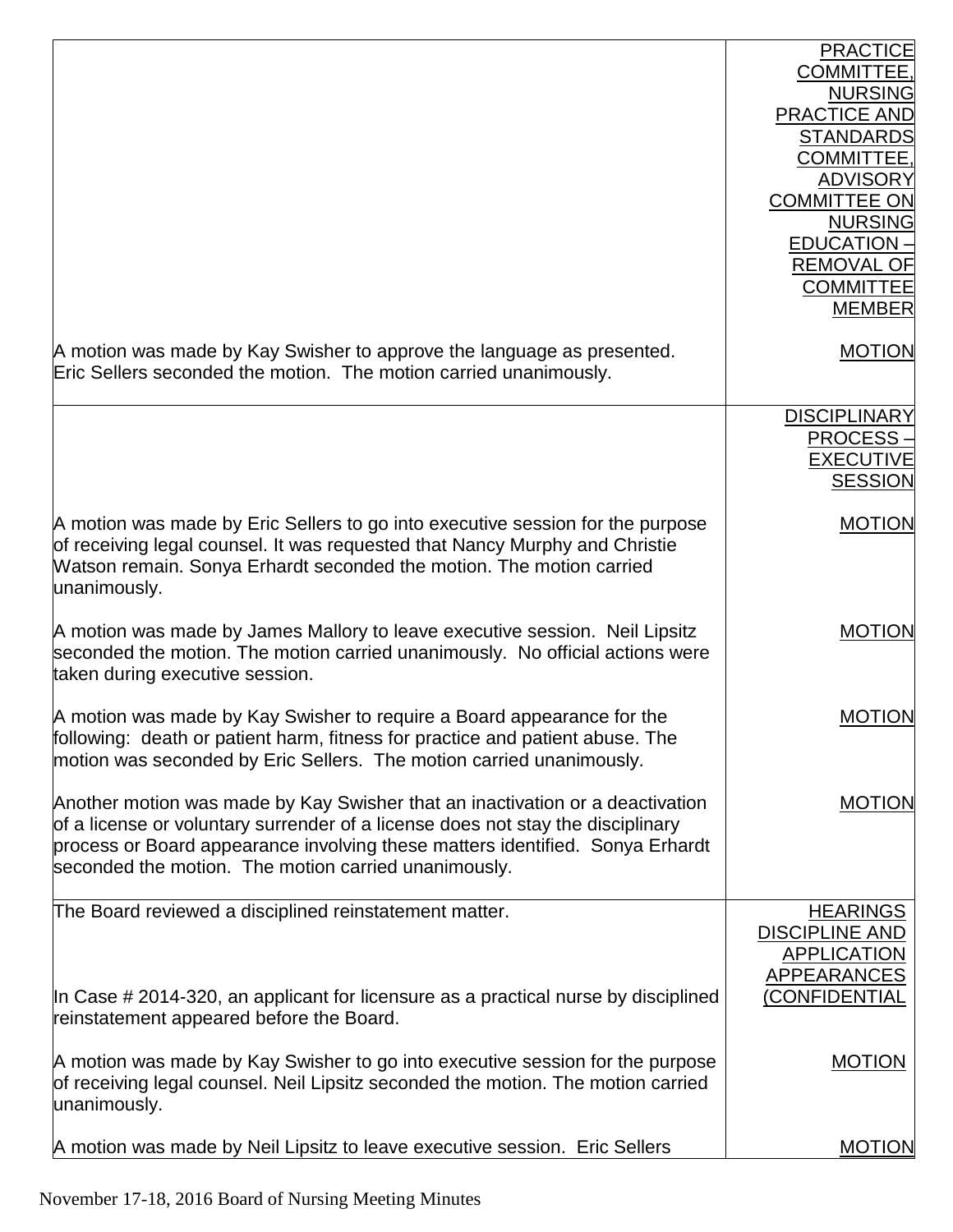| | |
|---|---|
| | PRACTICE COMMITTEE, NURSING PRACTICE AND STANDARDS COMMITTEE, ADVISORY COMMITTEE ON NURSING EDUCATION – REMOVAL OF COMMITTEE MEMBER |
| A motion was made by Kay Swisher to approve the language as presented. Eric Sellers seconded the motion. The motion carried unanimously. | MOTION |
| | DISCIPLINARY PROCESS – EXECUTIVE SESSION |
| A motion was made by Eric Sellers to go into executive session for the purpose of receiving legal counsel. It was requested that Nancy Murphy and Christie Watson remain. Sonya Erhardt seconded the motion. The motion carried unanimously. | MOTION |
| A motion was made by James Mallory to leave executive session. Neil Lipsitz seconded the motion. The motion carried unanimously. No official actions were taken during executive session. | MOTION |
| A motion was made by Kay Swisher to require a Board appearance for the following: death or patient harm, fitness for practice and patient abuse. The motion was seconded by Eric Sellers. The motion carried unanimously. | MOTION |
| Another motion was made by Kay Swisher that an inactivation or a deactivation of a license or voluntary surrender of a license does not stay the disciplinary process or Board appearance involving these matters identified. Sonya Erhardt seconded the motion. The motion carried unanimously. | MOTION |
| The Board reviewed a disciplined reinstatement matter. | HEARINGS DISCIPLINE AND APPLICATION APPEARANCES (CONFIDENTIAL |
| In Case # 2014-320, an applicant for licensure as a practical nurse by disciplined reinstatement appeared before the Board. | |
| A motion was made by Kay Swisher to go into executive session for the purpose of receiving legal counsel. Neil Lipsitz seconded the motion. The motion carried unanimously. | MOTION |
| A motion was made by Neil Lipsitz to leave executive session. Eric Sellers | MOTION |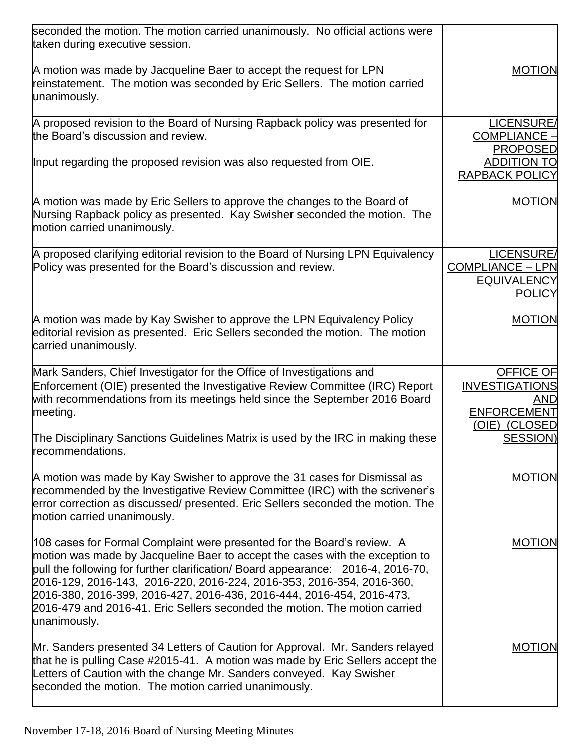| | |
|---|---|
| seconded the motion. The motion carried unanimously. No official actions were taken during executive session.<br><br>A motion was made by Jacqueline Baer to accept the request for LPN reinstatement. The motion was seconded by Eric Sellers. The motion carried unanimously. | <br><br>MOTION |
| A proposed revision to the Board of Nursing Rapback policy was presented for the Board's discussion and review.<br><br>Input regarding the proposed revision was also requested from OIE.<br><br>A motion was made by Eric Sellers to approve the changes to the Board of Nursing Rapback policy as presented. Kay Swisher seconded the motion. The motion carried unanimously. | LICENSURE/ COMPLIANCE – PROPOSED ADDITION TO RAPBACK POLICY<br><br>MOTION |
| A proposed clarifying editorial revision to the Board of Nursing LPN Equivalency Policy was presented for the Board's discussion and review.<br><br>A motion was made by Kay Swisher to approve the LPN Equivalency Policy editorial revision as presented. Eric Sellers seconded the motion. The motion carried unanimously. | LICENSURE/ COMPLIANCE – LPN EQUIVALENCY POLICY<br><br>MOTION |
| Mark Sanders, Chief Investigator for the Office of Investigations and Enforcement (OIE) presented the Investigative Review Committee (IRC) Report with recommendations from its meetings held since the September 2016 Board meeting.<br><br>The Disciplinary Sanctions Guidelines Matrix is used by the IRC in making these recommendations.<br><br>A motion was made by Kay Swisher to approve the 31 cases for Dismissal as recommended by the Investigative Review Committee (IRC) with the scrivener's error correction as discussed/ presented. Eric Sellers seconded the motion. The motion carried unanimously.<br><br>108 cases for Formal Complaint were presented for the Board's review. A motion was made by Jacqueline Baer to accept the cases with the exception to pull the following for further clarification/ Board appearance: 2016-4, 2016-70, 2016-129, 2016-143, 2016-220, 2016-224, 2016-353, 2016-354, 2016-360, 2016-380, 2016-399, 2016-427, 2016-436, 2016-444, 2016-454, 2016-473, 2016-479 and 2016-41. Eric Sellers seconded the motion. The motion carried unanimously.<br><br>Mr. Sanders presented 34 Letters of Caution for Approval. Mr. Sanders relayed that he is pulling Case #2015-41. A motion was made by Eric Sellers accept the Letters of Caution with the change Mr. Sanders conveyed. Kay Swisher seconded the motion. The motion carried unanimously. | OFFICE OF INVESTIGATIONS AND ENFORCEMENT (OIE) (CLOSED SESSION)<br><br>MOTION<br><br>MOTION<br><br>MOTION |

November 17-18, 2016 Board of Nursing Meeting Minutes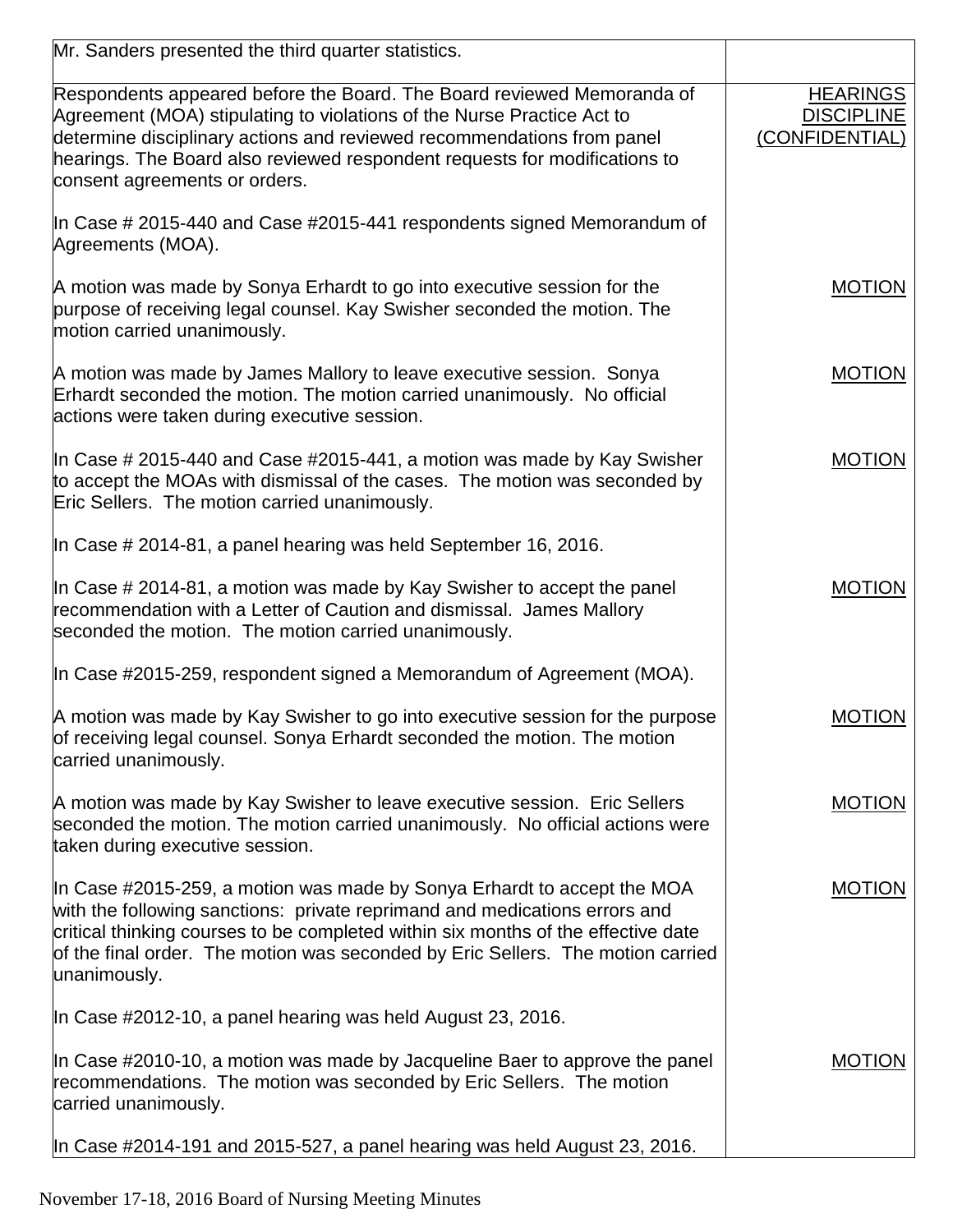| | |
|---|---|
| Mr. Sanders presented the third quarter statistics. | |
| Respondents appeared before the Board. The Board reviewed Memoranda of Agreement (MOA) stipulating to violations of the Nurse Practice Act to determine disciplinary actions and reviewed recommendations from panel hearings. The Board also reviewed respondent requests for modifications to consent agreements or orders.<br><br>In Case # 2015-440 and Case #2015-441 respondents signed Memorandum of Agreements (MOA). | HEARINGS DISCIPLINE (CONFIDENTIAL) |
| A motion was made by Sonya Erhardt to go into executive session for the purpose of receiving legal counsel. Kay Swisher seconded the motion. The motion carried unanimously. | MOTION |
| A motion was made by James Mallory to leave executive session. Sonya Erhardt seconded the motion. The motion carried unanimously. No official actions were taken during executive session. | MOTION |
| In Case # 2015-440 and Case #2015-441, a motion was made by Kay Swisher to accept the MOAs with dismissal of the cases. The motion was seconded by Eric Sellers. The motion carried unanimously. | MOTION |
| In Case # 2014-81, a panel hearing was held September 16, 2016. | |
| In Case # 2014-81, a motion was made by Kay Swisher to accept the panel recommendation with a Letter of Caution and dismissal. James Mallory seconded the motion. The motion carried unanimously. | MOTION |
| In Case #2015-259, respondent signed a Memorandum of Agreement (MOA). | |
| A motion was made by Kay Swisher to go into executive session for the purpose of receiving legal counsel. Sonya Erhardt seconded the motion. The motion carried unanimously. | MOTION |
| A motion was made by Kay Swisher to leave executive session. Eric Sellers seconded the motion. The motion carried unanimously. No official actions were taken during executive session. | MOTION |
| In Case #2015-259, a motion was made by Sonya Erhardt to accept the MOA with the following sanctions: private reprimand and medications errors and critical thinking courses to be completed within six months of the effective date of the final order. The motion was seconded by Eric Sellers. The motion carried unanimously. | MOTION |
| In Case #2012-10, a panel hearing was held August 23, 2016. | |
| In Case #2010-10, a motion was made by Jacqueline Baer to approve the panel recommendations. The motion was seconded by Eric Sellers. The motion carried unanimously. | MOTION |
| In Case #2014-191 and 2015-527, a panel hearing was held August 23, 2016. | |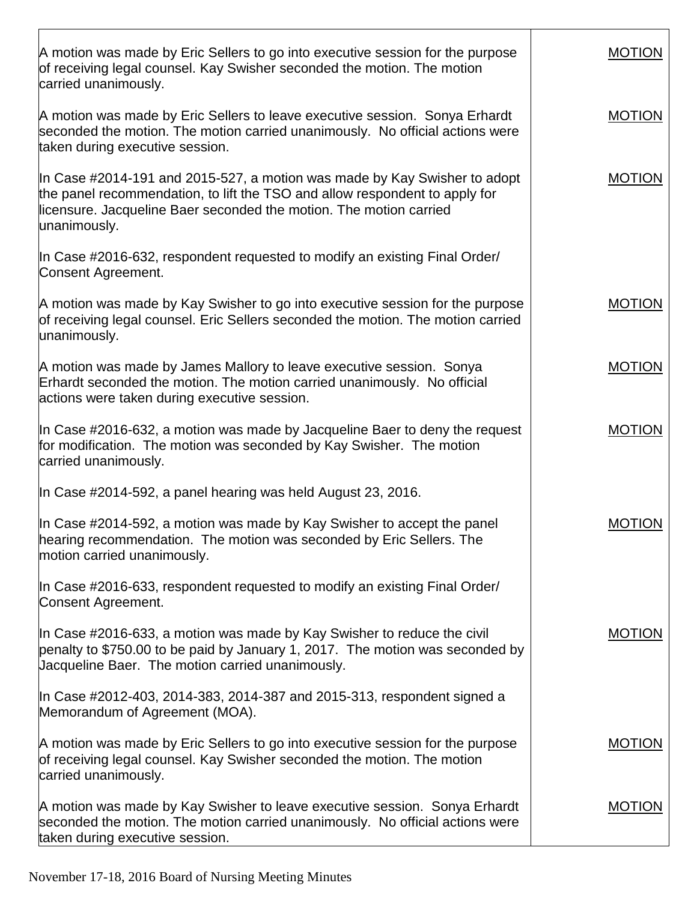| | |
|---|---|
| A motion was made by Eric Sellers to go into executive session for the purpose of receiving legal counsel. Kay Swisher seconded the motion. The motion carried unanimously. | MOTION |
| A motion was made by Eric Sellers to leave executive session. Sonya Erhardt seconded the motion. The motion carried unanimously. No official actions were taken during executive session. | MOTION |
| In Case #2014-191 and 2015-527, a motion was made by Kay Swisher to adopt the panel recommendation, to lift the TSO and allow respondent to apply for licensure. Jacqueline Baer seconded the motion. The motion carried unanimously. | MOTION |
| In Case #2016-632, respondent requested to modify an existing Final Order/ Consent Agreement. | |
| A motion was made by Kay Swisher to go into executive session for the purpose of receiving legal counsel. Eric Sellers seconded the motion. The motion carried unanimously. | MOTION |
| A motion was made by James Mallory to leave executive session. Sonya Erhardt seconded the motion. The motion carried unanimously. No official actions were taken during executive session. | MOTION |
| In Case #2016-632, a motion was made by Jacqueline Baer to deny the request for modification. The motion was seconded by Kay Swisher. The motion carried unanimously. | MOTION |
| In Case #2014-592, a panel hearing was held August 23, 2016. | |
| In Case #2014-592, a motion was made by Kay Swisher to accept the panel hearing recommendation. The motion was seconded by Eric Sellers. The motion carried unanimously. | MOTION |
| In Case #2016-633, respondent requested to modify an existing Final Order/ Consent Agreement. | |
| In Case #2016-633, a motion was made by Kay Swisher to reduce the civil penalty to $750.00 to be paid by January 1, 2017. The motion was seconded by Jacqueline Baer. The motion carried unanimously. | MOTION |
| In Case #2012-403, 2014-383, 2014-387 and 2015-313, respondent signed a Memorandum of Agreement (MOA). | |
| A motion was made by Eric Sellers to go into executive session for the purpose of receiving legal counsel. Kay Swisher seconded the motion. The motion carried unanimously. | MOTION |
| A motion was made by Kay Swisher to leave executive session. Sonya Erhardt seconded the motion. The motion carried unanimously. No official actions were taken during executive session. | MOTION |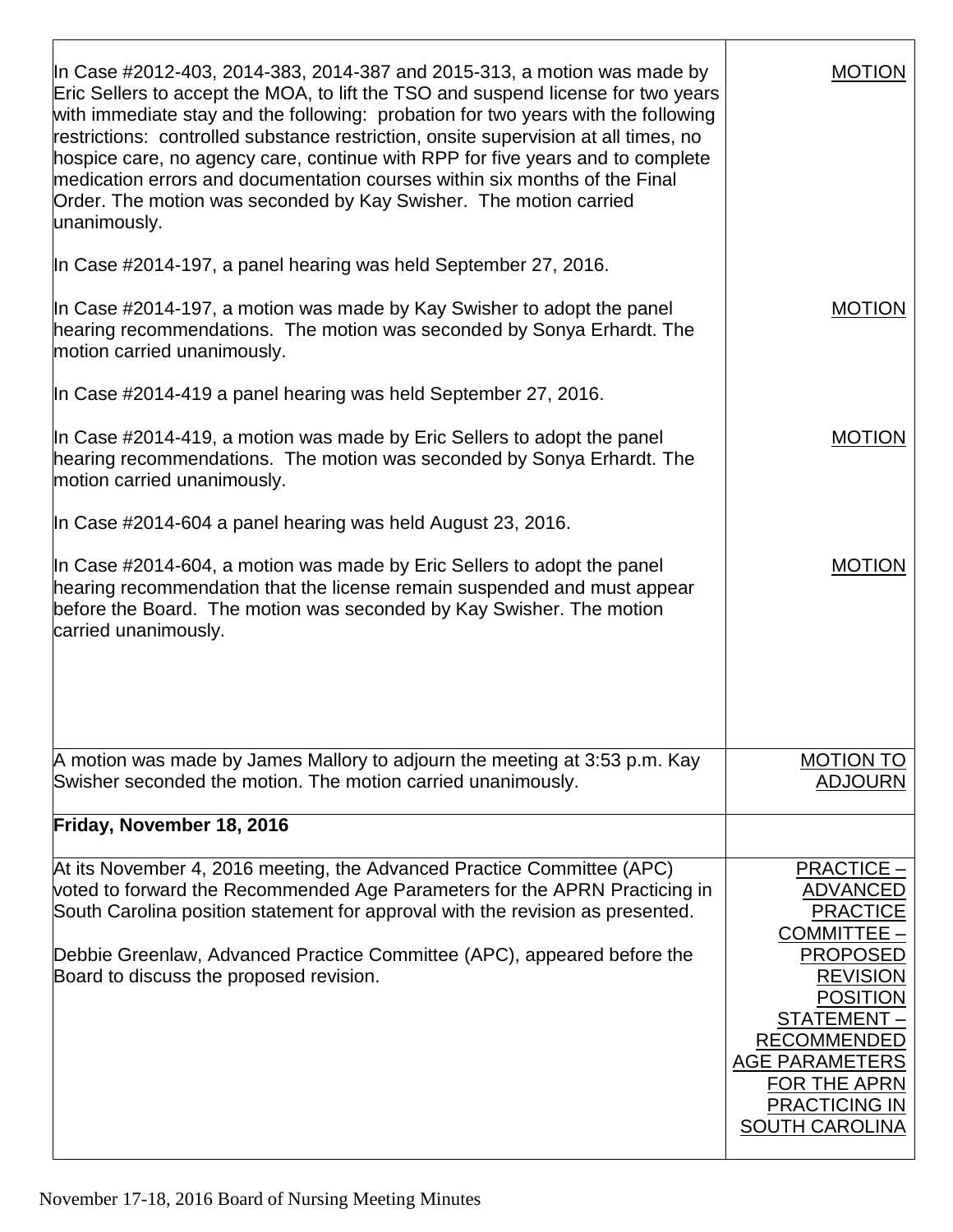| | |
|---|---|
| In Case #2012-403, 2014-383, 2014-387 and 2015-313, a motion was made by Eric Sellers to accept the MOA, to lift the TSO and suspend license for two years with immediate stay and the following: probation for two years with the following restrictions: controlled substance restriction, onsite supervision at all times, no hospice care, no agency care, continue with RPP for five years and to complete medication errors and documentation courses within six months of the Final Order. The motion was seconded by Kay Swisher. The motion carried unanimously.<br><br>In Case #2014-197, a panel hearing was held September 27, 2016.<br><br>In Case #2014-197, a motion was made by Kay Swisher to adopt the panel hearing recommendations. The motion was seconded by Sonya Erhardt. The motion carried unanimously.<br><br>In Case #2014-419 a panel hearing was held September 27, 2016.<br><br>In Case #2014-419, a motion was made by Eric Sellers to adopt the panel hearing recommendations. The motion was seconded by Sonya Erhardt. The motion carried unanimously.<br><br>In Case #2014-604 a panel hearing was held August 23, 2016.<br><br>In Case #2014-604, a motion was made by Eric Sellers to adopt the panel hearing recommendation that the license remain suspended and must appear before the Board. The motion was seconded by Kay Swisher. The motion carried unanimously. | MOTION<br><br>MOTION<br><br>MOTION<br><br>MOTION |
| A motion was made by James Mallory to adjourn the meeting at 3:53 p.m. Kay Swisher seconded the motion. The motion carried unanimously. | MOTION TO ADJOURN |
| **Friday, November 18, 2016** | |
| At its November 4, 2016 meeting, the Advanced Practice Committee (APC) voted to forward the Recommended Age Parameters for the APRN Practicing in South Carolina position statement for approval with the revision as presented.<br><br>Debbie Greenlaw, Advanced Practice Committee (APC), appeared before the Board to discuss the proposed revision. | PRACTICE – ADVANCED PRACTICE COMMITTEE – PROPOSED REVISION POSITION STATEMENT – RECOMMENDED AGE PARAMETERS FOR THE APRN PRACTICING IN SOUTH CAROLINA |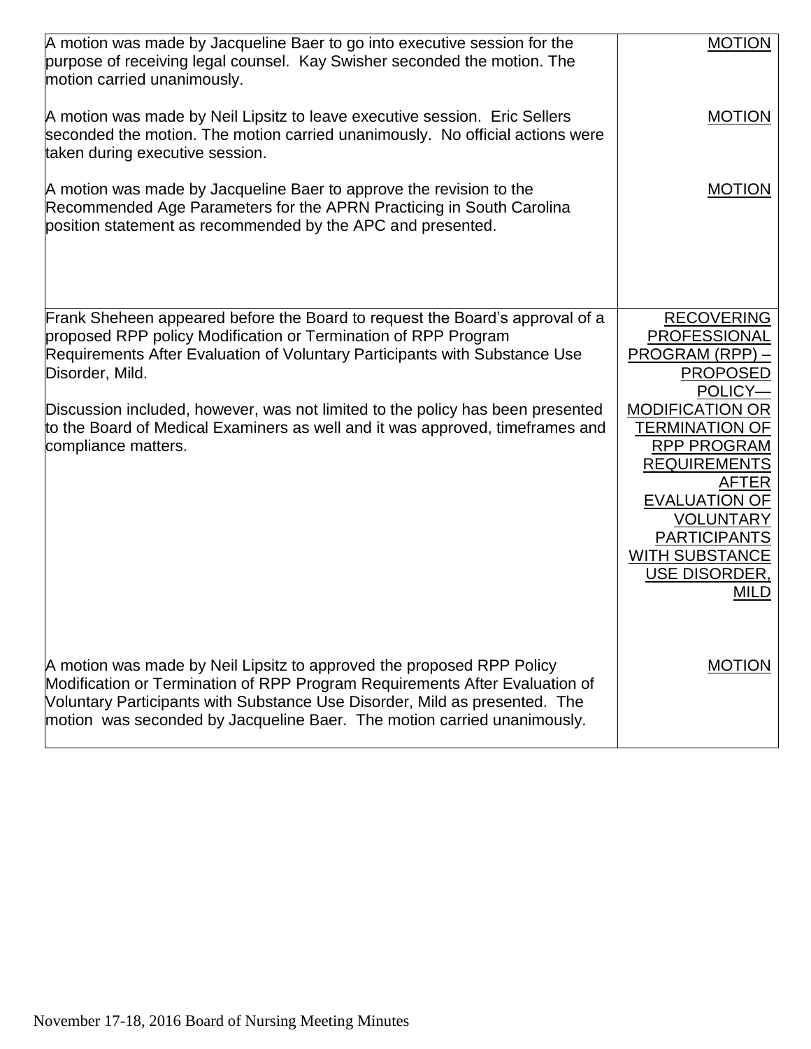| | |
|---|---|
| A motion was made by Jacqueline Baer to go into executive session for the purpose of receiving legal counsel. Kay Swisher seconded the motion. The motion carried unanimously. | MOTION |
| A motion was made by Neil Lipsitz to leave executive session. Eric Sellers seconded the motion. The motion carried unanimously. No official actions were taken during executive session. | MOTION |
| A motion was made by Jacqueline Baer to approve the revision to the Recommended Age Parameters for the APRN Practicing in South Carolina position statement as recommended by the APC and presented. | MOTION |
| Frank Sheheen appeared before the Board to request the Board's approval of a proposed RPP policy Modification or Termination of RPP Program Requirements After Evaluation of Voluntary Participants with Substance Use Disorder, Mild.<br><br>Discussion included, however, was not limited to the policy has been presented to the Board of Medical Examiners as well and it was approved, timeframes and compliance matters. | RECOVERING PROFESSIONAL PROGRAM (RPP) – PROPOSED POLICY— MODIFICATION OR TERMINATION OF RPP PROGRAM REQUIREMENTS AFTER EVALUATION OF VOLUNTARY PARTICIPANTS WITH SUBSTANCE USE DISORDER, MILD |
| A motion was made by Neil Lipsitz to approved the proposed RPP Policy Modification or Termination of RPP Program Requirements After Evaluation of Voluntary Participants with Substance Use Disorder, Mild as presented. The motion was seconded by Jacqueline Baer. The motion carried unanimously. | MOTION |

November 17-18, 2016 Board of Nursing Meeting Minutes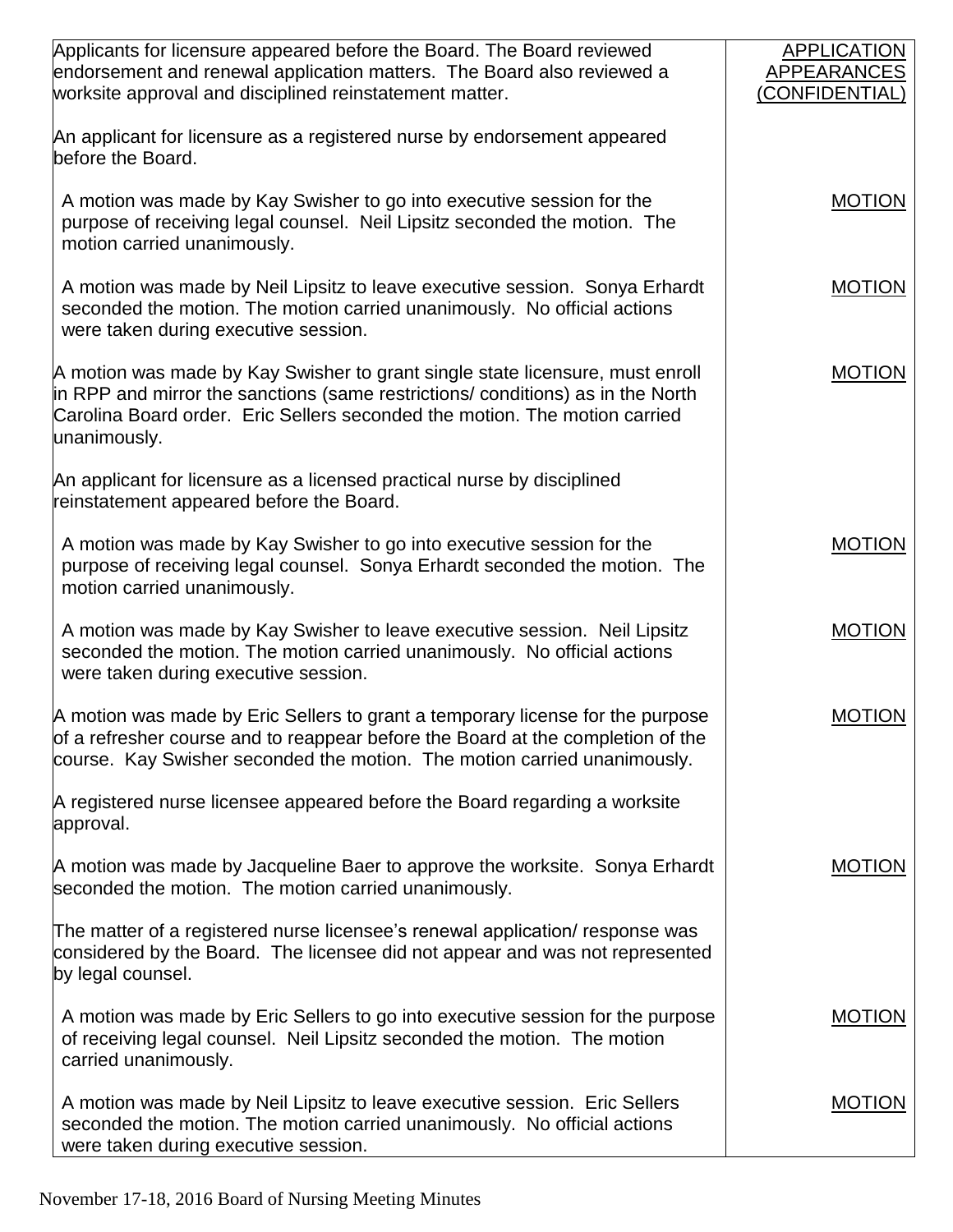| | |
|---|---|
| Applicants for licensure appeared before the Board. The Board reviewed endorsement and renewal application matters. The Board also reviewed a worksite approval and disciplined reinstatement matter. | APPLICATION APPEARANCES (CONFIDENTIAL) |
| An applicant for licensure as a registered nurse by endorsement appeared before the Board. | |
| A motion was made by Kay Swisher to go into executive session for the purpose of receiving legal counsel. Neil Lipsitz seconded the motion. The motion carried unanimously. | MOTION |
| A motion was made by Neil Lipsitz to leave executive session. Sonya Erhardt seconded the motion. The motion carried unanimously. No official actions were taken during executive session. | MOTION |
| A motion was made by Kay Swisher to grant single state licensure, must enroll in RPP and mirror the sanctions (same restrictions/ conditions) as in the North Carolina Board order. Eric Sellers seconded the motion. The motion carried unanimously. | MOTION |
| An applicant for licensure as a licensed practical nurse by disciplined reinstatement appeared before the Board. | |
| A motion was made by Kay Swisher to go into executive session for the purpose of receiving legal counsel. Sonya Erhardt seconded the motion. The motion carried unanimously. | MOTION |
| A motion was made by Kay Swisher to leave executive session. Neil Lipsitz seconded the motion. The motion carried unanimously. No official actions were taken during executive session. | MOTION |
| A motion was made by Eric Sellers to grant a temporary license for the purpose of a refresher course and to reappear before the Board at the completion of the course. Kay Swisher seconded the motion. The motion carried unanimously. | MOTION |
| A registered nurse licensee appeared before the Board regarding a worksite approval. | |
| A motion was made by Jacqueline Baer to approve the worksite. Sonya Erhardt seconded the motion. The motion carried unanimously. | MOTION |
| The matter of a registered nurse licensee's renewal application/ response was considered by the Board. The licensee did not appear and was not represented by legal counsel. | |
| A motion was made by Eric Sellers to go into executive session for the purpose of receiving legal counsel. Neil Lipsitz seconded the motion. The motion carried unanimously. | MOTION |
| A motion was made by Neil Lipsitz to leave executive session. Eric Sellers seconded the motion. The motion carried unanimously. No official actions were taken during executive session. | MOTION |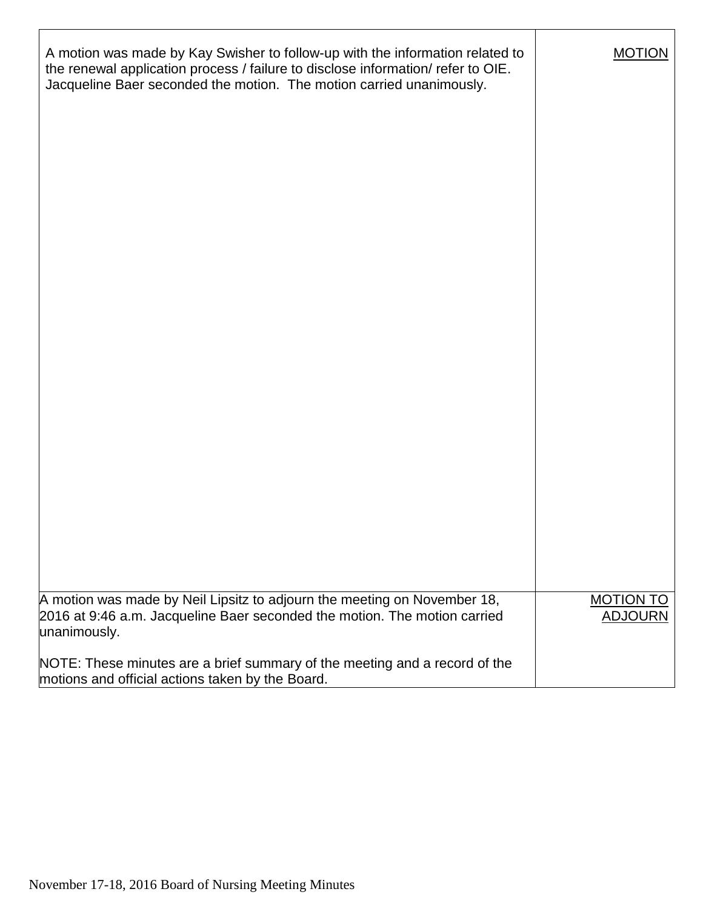| | |
|---|---|
| A motion was made by Kay Swisher to follow-up with the information related to the renewal application process / failure to disclose information/ refer to OIE. Jacqueline Baer seconded the motion. The motion carried unanimously. | MOTION |
| A motion was made by Neil Lipsitz to adjourn the meeting on November 18, 2016 at 9:46 a.m. Jacqueline Baer seconded the motion. The motion carried unanimously.<br><br>NOTE: These minutes are a brief summary of the meeting and a record of the motions and official actions taken by the Board. | MOTION TO ADJOURN |